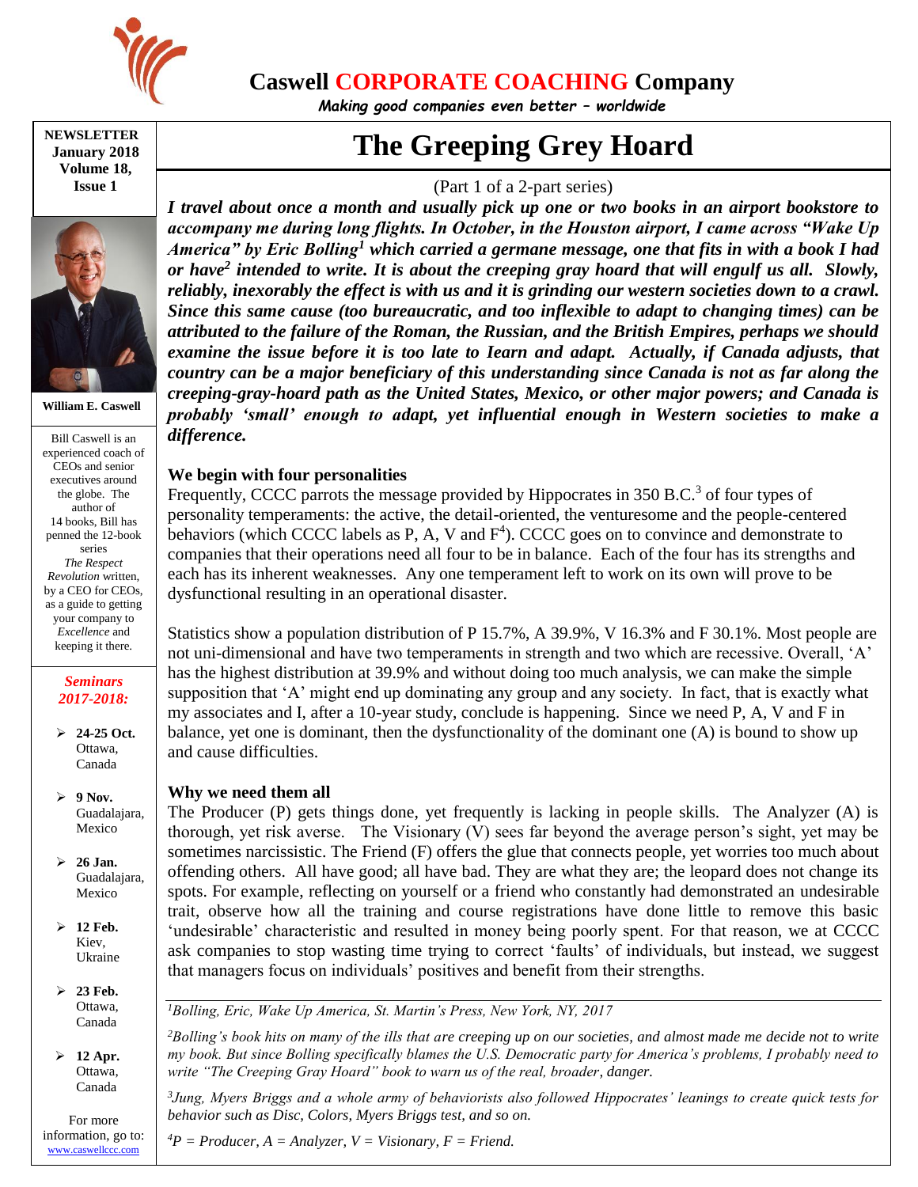**Caswell CORPORATE COACHING Company**

*Making good companies even better – worldwide*

**NEWSLETTER**
**January 2018**
**Volume 18, Issue 1**

**William E. Caswell**

Bill Caswell is an experienced coach of CEOs and senior executives around the globe. The author of 14 books, Bill has penned the 12-book series *The Respect Revolution* written, by a CEO for CEOs, as a guide to getting your company to *Excellence* and keeping it there.

***Seminars 2017-2018:***

- **24-25 Oct.** Ottawa, Canada
- **9 Nov.** Guadalajara, Mexico
- **26 Jan.** Guadalajara, Mexico
- **12 Feb.** Kiev, Ukraine
- **23 Feb.** Ottawa, Canada
- **12 Apr.** Ottawa, Canada

For more information, go to: www.caswellccc.com

# The Greeping Grey Hoard

(Part 1 of a 2-part series)

***I travel about once a month and usually pick up one or two books in an airport bookstore to accompany me during long flights. In October, in the Houston airport, I came across "Wake Up America" by Eric Bolling[1] which carried a germane message, one that fits in with a book I had or have[2] intended to write. It is about the creeping gray hoard that will engulf us all. Slowly, reliably, inexorably the effect is with us and it is grinding our western societies down to a crawl. Since this same cause (too bureaucratic, and too inflexible to adapt to changing times) can be attributed to the failure of the Roman, the Russian, and the British Empires, perhaps we should examine the issue before it is too late to Iearn and adapt. Actually, if Canada adjusts, that country can be a major beneficiary of this understanding since Canada is not as far along the creeping-gray-hoard path as the United States, Mexico, or other major powers; and Canada is probably 'small' enough to adapt, yet influential enough in Western societies to make a difference.***

### We begin with four personalities

Frequently, CCCC parrots the message provided by Hippocrates in 350 B.C.[3] of four types of personality temperaments: the active, the detail-oriented, the venturesome and the people-centered behaviors (which CCCC labels as P, A, V and F[4]). CCCC goes on to convince and demonstrate to companies that their operations need all four to be in balance. Each of the four has its strengths and each has its inherent weaknesses. Any one temperament left to work on its own will prove to be dysfunctional resulting in an operational disaster.

Statistics show a population distribution of P 15.7%, A 39.9%, V 16.3% and F 30.1%. Most people are not uni-dimensional and have two temperaments in strength and two which are recessive. Overall, 'A' has the highest distribution at 39.9% and without doing too much analysis, we can make the simple supposition that 'A' might end up dominating any group and any society. In fact, that is exactly what my associates and I, after a 10-year study, conclude is happening. Since we need P, A, V and F in balance, yet one is dominant, then the dysfunctionality of the dominant one (A) is bound to show up and cause difficulties.

### Why we need them all

The Producer (P) gets things done, yet frequently is lacking in people skills. The Analyzer (A) is thorough, yet risk averse. The Visionary (V) sees far beyond the average person's sight, yet may be sometimes narcissistic. The Friend (F) offers the glue that connects people, yet worries too much about offending others. All have good; all have bad. They are what they are; the leopard does not change its spots. For example, reflecting on yourself or a friend who constantly had demonstrated an undesirable trait, observe how all the training and course registrations have done little to remove this basic 'undesirable' characteristic and resulted in money being poorly spent. For that reason, we at CCCC ask companies to stop wasting time trying to correct 'faults' of individuals, but instead, we suggest that managers focus on individuals' positives and benefit from their strengths.

---

*[1]Bolling, Eric, Wake Up America, St. Martin's Press, New York, NY, 2017*

*[2]Bolling's book hits on many of the ills that are creeping up on our societies, and almost made me decide not to write my book. But since Bolling specifically blames the U.S. Democratic party for America's problems, I probably need to write "The Creeping Gray Hoard" book to warn us of the real, broader, danger.*

*[3]Jung, Myers Briggs and a whole army of behaviorists also followed Hippocrates' leanings to create quick tests for behavior such as Disc, Colors, Myers Briggs test, and so on.*

*[4]P = Producer, A = Analyzer, V = Visionary, F = Friend.*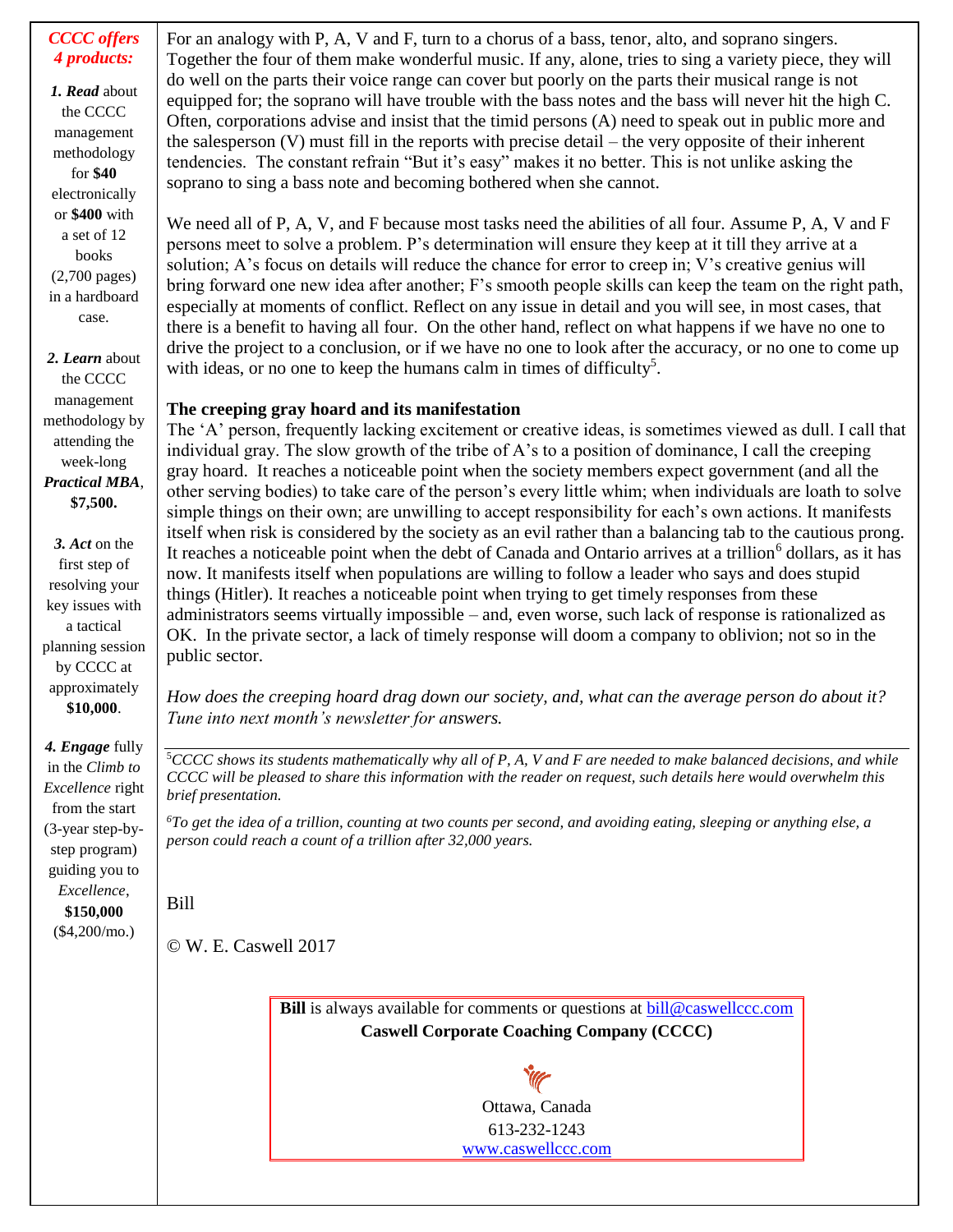For an analogy with P, A, V and F, turn to a chorus of a bass, tenor, alto, and soprano singers. Together the four of them make wonderful music. If any, alone, tries to sing a variety piece, they will do well on the parts their voice range can cover but poorly on the parts their musical range is not equipped for; the soprano will have trouble with the bass notes and the bass will never hit the high C. Often, corporations advise and insist that the timid persons (A) need to speak out in public more and the salesperson (V) must fill in the reports with precise detail – the very opposite of their inherent tendencies. The constant refrain "But it's easy" makes it no better. This is not unlike asking the soprano to sing a bass note and becoming bothered when she cannot.

We need all of P, A, V, and F because most tasks need the abilities of all four. Assume P, A, V and F persons meet to solve a problem. P's determination will ensure they keep at it till they arrive at a solution; A's focus on details will reduce the chance for error to creep in; V's creative genius will bring forward one new idea after another; F's smooth people skills can keep the team on the right path, especially at moments of conflict. Reflect on any issue in detail and you will see, in most cases, that there is a benefit to having all four. On the other hand, reflect on what happens if we have no one to drive the project to a conclusion, or if we have no one to look after the accuracy, or no one to come up with ideas, or no one to keep the humans calm in times of difficulty[5].

### The creeping gray hoard and its manifestation

The 'A' person, frequently lacking excitement or creative ideas, is sometimes viewed as dull. I call that individual gray. The slow growth of the tribe of A's to a position of dominance, I call the creeping gray hoard. It reaches a noticeable point when the society members expect government (and all the other serving bodies) to take care of the person's every little whim; when individuals are loath to solve simple things on their own; are unwilling to accept responsibility for each's own actions. It manifests itself when risk is considered by the society as an evil rather than a balancing tab to the cautious prong. It reaches a noticeable point when the debt of Canada and Ontario arrives at a trillion[6] dollars, as it has now. It manifests itself when populations are willing to follow a leader who says and does stupid things (Hitler). It reaches a noticeable point when trying to get timely responses from these administrators seems virtually impossible – and, even worse, such lack of response is rationalized as OK. In the private sector, a lack of timely response will doom a company to oblivion; not so in the public sector.

*How does the creeping hoard drag down our society, and, what can the average person do about it? Tune into next month's newsletter for answers.*

---

[5] *CCCC shows its students mathematically why all of P, A, V and F are needed to make balanced decisions, and while CCCC will be pleased to share this information with the reader on request, such details here would overwhelm this brief presentation.*

[6] *To get the idea of a trillion, counting at two counts per second, and avoiding eating, sleeping or anything else, a person could reach a count of a trillion after 32,000 years.*

Bill

© W. E. Caswell 2017

**Bill** is always available for comments or questions at bill@caswellccc.com

**Caswell Corporate Coaching Company (CCCC)**

Ottawa, Canada

613-232-1243

www.caswellccc.com

---

***CCCC offers 4 products:***

***1. Read*** about the CCCC management methodology for **$40** electronically or **$400** with a set of 12 books (2,700 pages) in a hardboard case.

***2. Learn*** about the CCCC management methodology by attending the week-long ***Practical MBA***, **$7,500.**

***3. Act*** on the first step of resolving your key issues with a tactical planning session by CCCC at approximately **$10,000**.

***4. Engage*** fully in the *Climb to Excellence* right from the start (3-year step-by-step program) guiding you to *Excellence*, **$150,000** ($4,200/mo.)